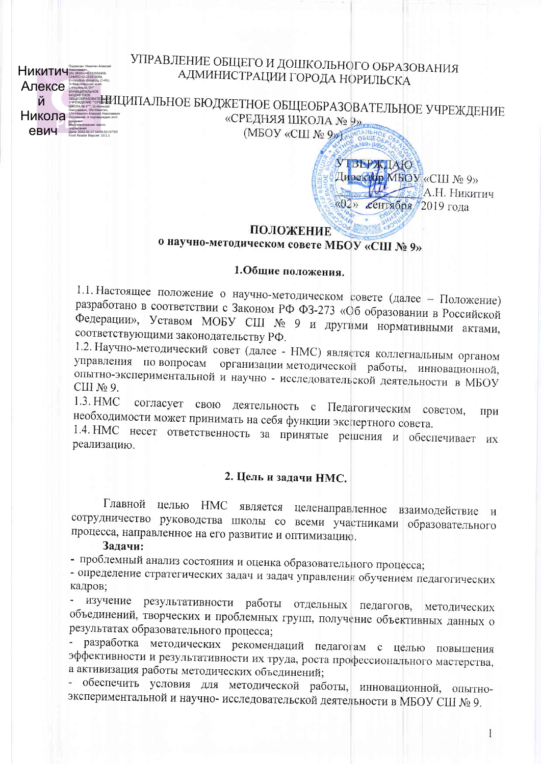УПРАВЛЕНИЕ ОБЩЕГО И ДОШКОЛЬНОГО ОБРАЗОВАНИЯ
АДМИНИСТРАЦИИ ГОРОДА НОРИЛЬСКА

МУНИЦИПАЛЬНОЕ БЮДЖЕТНОЕ ОБЩЕОБРАЗОВАТЕЛЬНОЕ УЧРЕЖДЕНИЕ
«СРЕДНЯЯ ШКОЛА № 9»
(МБОУ «СШ № 9»)

УТВЕРЖДАЮ
Директор МБОУ «СШ № 9»
А.Н. Никитич
«02» сентября 2019 года

**ПОЛОЖЕНИЕ**
**о научно-методическом совете МБОУ «СШ № 9»**

## 1. Общие положения.

1.1. Настоящее положение о научно-методическом совете (далее – Положение) разработано в соответствии с Законом РФ ФЗ-273 «Об образовании в Российской Федерации», Уставом МОБУ СШ № 9 и другими нормативными актами, соответствующими законодательству РФ.

1.2. Научно-методический совет (далее - НМС) является коллегиальным органом управления по вопросам организации методической работы, инновационной, опытно-экспериментальной и научно - исследовательской деятельности в МБОУ СШ № 9.

1.3. НМС согласует свою деятельность с Педагогическим советом, при необходимости может принимать на себя функции экспертного совета.

1.4. НМС несет ответственность за принятые решения и обеспечивает их реализацию.

## 2. Цель и задачи НМС.

Главной целью НМС является целенаправленное взаимодействие и сотрудничество руководства школы со всеми участниками образовательного процесса, направленное на его развитие и оптимизацию.

**Задачи:**

- проблемный анализ состояния и оценка образовательного процесса;
- определение стратегических задач и задач управления обучением педагогических кадров;
- изучение результативности работы отдельных педагогов, методических объединений, творческих и проблемных групп, получение объективных данных о результатах образовательного процесса;
- разработка методических рекомендаций педагогам с целью повышения эффективности и результативности их труда, роста профессионального мастерства, а активизация работы методических объединений;
- обеспечить условия для методической работы, инновационной, опытно-экспериментальной и научно- исследовательской деятельности в МБОУ СШ № 9.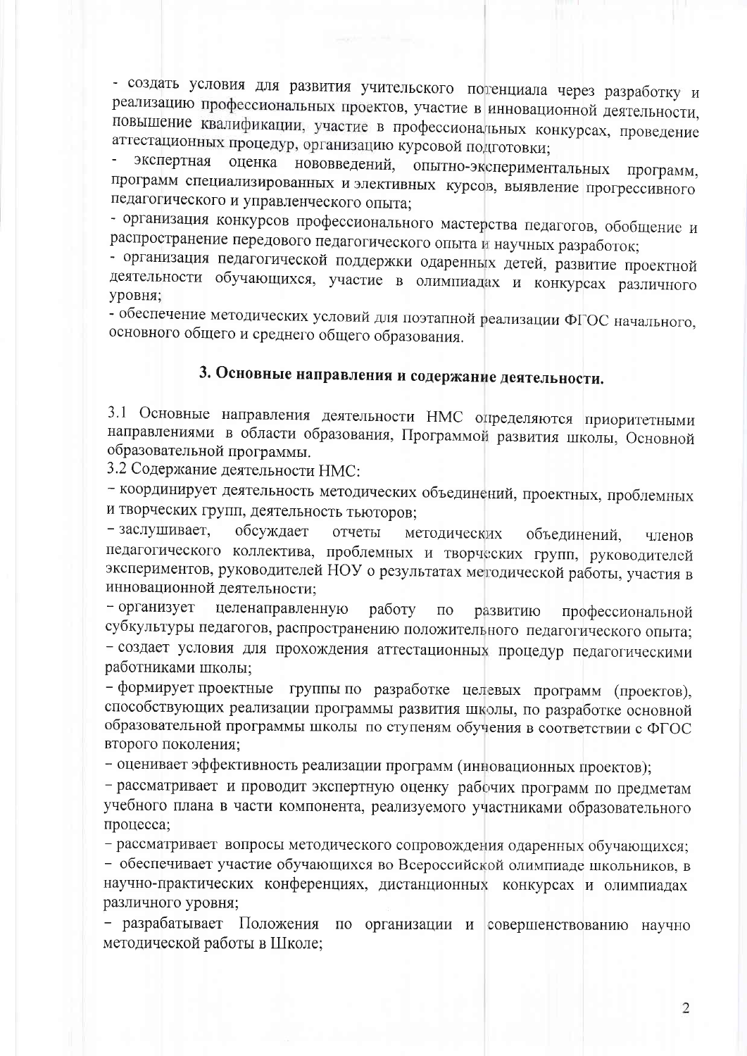- создать условия для развития учительского потенциала через разработку и реализацию профессиональных проектов, участие в инновационной деятельности, повышение квалификации, участие в профессиональных конкурсах, проведение аттестационных процедур, организацию курсовой подготовки;
- экспертная оценка нововведений, опытно-экспериментальных программ, программ специализированных и элективных курсов, выявление прогрессивного педагогического и управленческого опыта;
- организация конкурсов профессионального мастерства педагогов, обобщение и распространение передового педагогического опыта и научных разработок;
- организация педагогической поддержки одаренных детей, развитие проектной деятельности обучающихся, участие в олимпиадах и конкурсах различного уровня;
- обеспечение методических условий для поэтапной реализации ФГОС начального, основного общего и среднего общего образования.

## 3. Основные направления и содержание деятельности.

3.1 Основные направления деятельности НМС определяются приоритетными направлениями в области образования, Программой развития школы, Основной образовательной программы.

3.2 Содержание деятельности НМС:

- координирует деятельность методических объединений, проектных, проблемных и творческих групп, деятельность тьюторов;
- заслушивает, обсуждает отчеты методических объединений, членов педагогического коллектива, проблемных и творческих групп, руководителей экспериментов, руководителей НОУ о результатах методической работы, участия в инновационной деятельности;
- организует целенаправленную работу по развитию профессиональной субкультуры педагогов, распространению положительного педагогического опыта;
- создает условия для прохождения аттестационных процедур педагогическими работниками школы;
- формирует проектные группы по разработке целевых программ (проектов), способствующих реализации программы развития школы, по разработке основной образовательной программы школы по ступеням обучения в соответствии с ФГОС второго поколения;
- оценивает эффективность реализации программ (инновационных проектов);
- рассматривает и проводит экспертную оценку рабочих программ по предметам учебного плана в части компонента, реализуемого участниками образовательного процесса;
- рассматривает вопросы методического сопровождения одаренных обучающихся;
- обеспечивает участие обучающихся во Всероссийской олимпиаде школьников, в научно-практических конференциях, дистанционных конкурсах и олимпиадах различного уровня;
- разрабатывает Положения по организации и совершенствованию научно методической работы в Школе;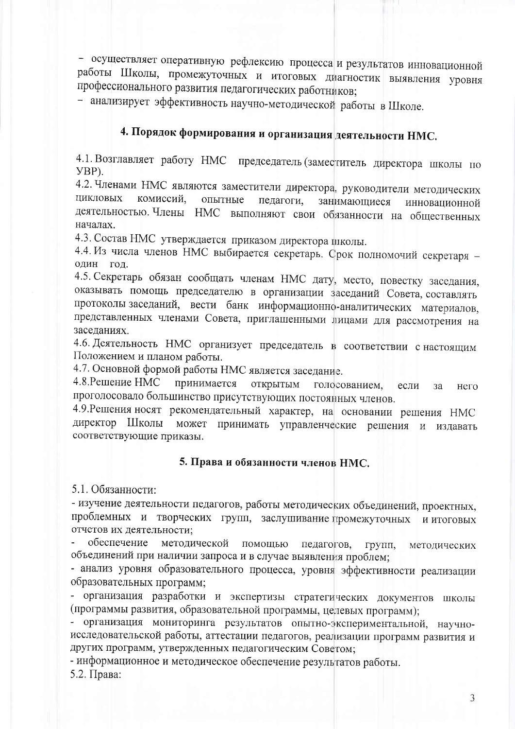- осуществляет оперативную рефлексию процесса и результатов инновационной работы Школы, промежуточных и итоговых диагностик выявления уровня профессионального развития педагогических работников;
- анализирует эффективность научно-методической работы в Школе.

## 4. Порядок формирования и организация деятельности НМС.

4.1. Возглавляет работу НМС председатель (заместитель директора школы по УВР).

4.2. Членами НМС являются заместители директора, руководители методических цикловых комиссий, опытные педагоги, занимающиеся инновационной деятельностью. Члены НМС выполняют свои обязанности на общественных началах.

4.3. Состав НМС утверждается приказом директора школы.

4.4. Из числа членов НМС выбирается секретарь. Срок полномочий секретаря – один год.

4.5. Секретарь обязан сообщать членам НМС дату, место, повестку заседания, оказывать помощь председателю в организации заседаний Совета, составлять протоколы заседаний, вести банк информационно-аналитических материалов, представленных членами Совета, приглашенными лицами для рассмотрения на заседаниях.

4.6. Деятельность НМС организует председатель в соответствии с настоящим Положением и планом работы.

4.7. Основной формой работы НМС является заседание.

4.8. Решение НМС принимается открытым голосованием, если за него проголосовало большинство присутствующих постоянных членов.

4.9. Решения носят рекомендательный характер, на основании решения НМС директор Школы может принимать управленческие решения и издавать соответствующие приказы.

## 5. Права и обязанности членов НМС.

5.1. Обязанности:

- изучение деятельности педагогов, работы методических объединений, проектных, проблемных и творческих групп, заслушивание промежуточных и итоговых отчетов их деятельности;
- обеспечение методической помощью педагогов, групп, методических объединений при наличии запроса и в случае выявления проблем;
- анализ уровня образовательного процесса, уровня эффективности реализации образовательных программ;
- организация разработки и экспертизы стратегических документов школы (программы развития, образовательной программы, целевых программ);
- организация мониторинга результатов опытно-экспериментальной, научно-исследовательской работы, аттестации педагогов, реализации программ развития и других программ, утвержденных педагогическим Советом;
- информационное и методическое обеспечение результатов работы.

5.2. Права: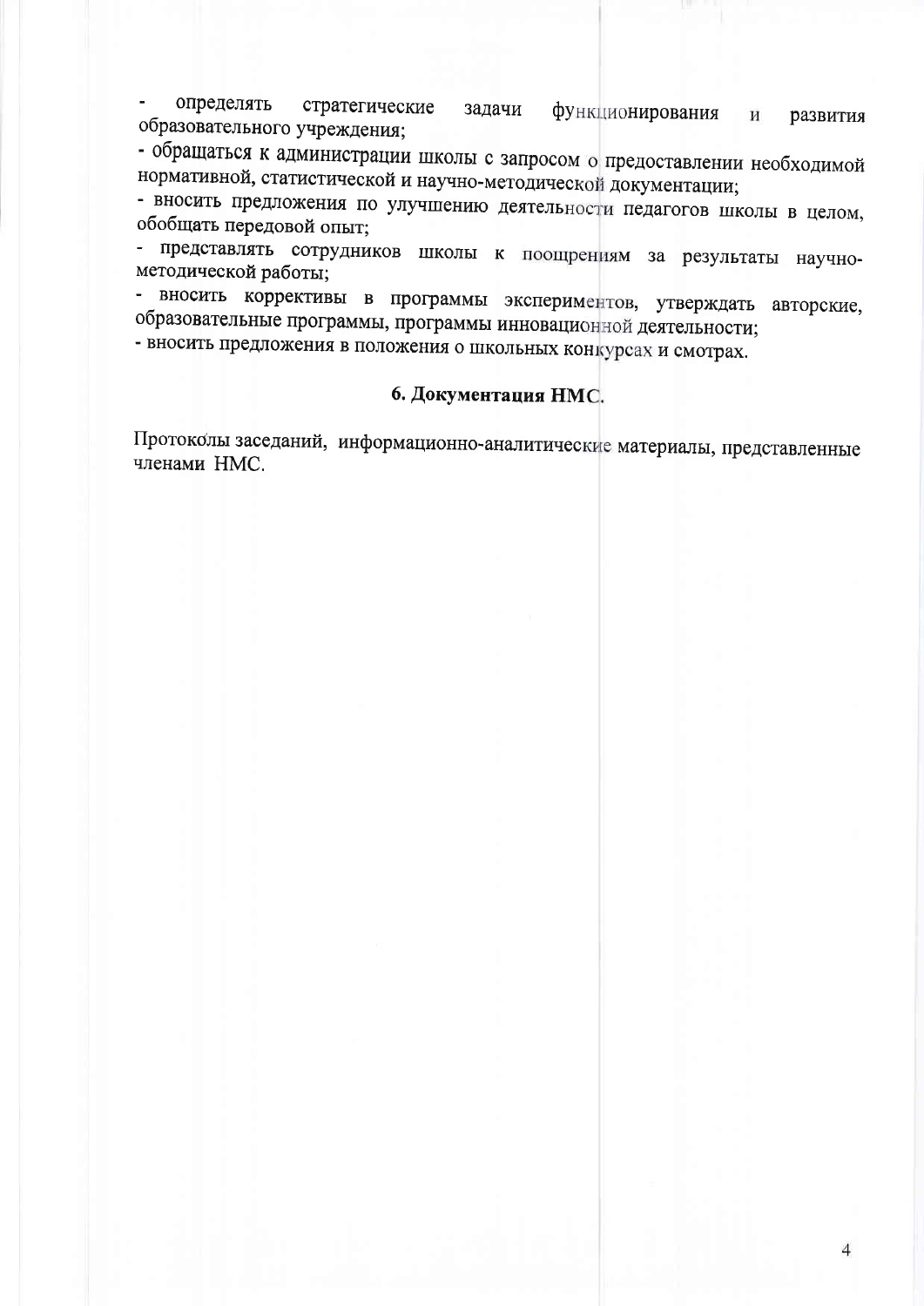- определять стратегические задачи функционирования и развития образовательного учреждения;
- обращаться к администрации школы с запросом о предоставлении необходимой нормативной, статистической и научно-методической документации;
- вносить предложения по улучшению деятельности педагогов школы в целом, обобщать передовой опыт;
- представлять сотрудников школы к поощрениям за результаты научно-методической работы;
- вносить коррективы в программы экспериментов, утверждать авторские, образовательные программы, программы инновационной деятельности;
- вносить предложения в положения о школьных конкурсах и смотрах.

## 6. Документация НМС.

Протоколы заседаний, информационно-аналитические материалы, представленные членами НМС.